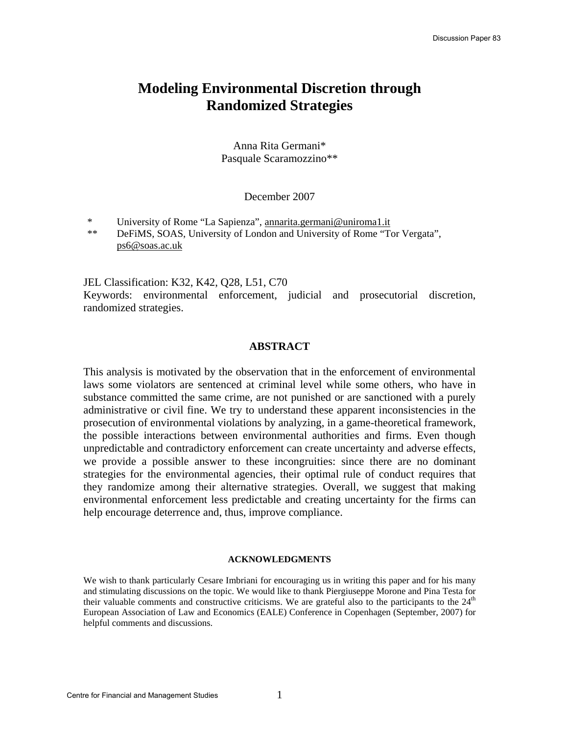# Modeling Environmental Discretion through Randomized Strategies

Anna Rita Germani*
Pasquale Scaramozzino**

December 2007

\* University of Rome "La Sapienza", annarita.germani@uniroma1.it
\*\* DeFiMS, SOAS, University of London and University of Rome "Tor Vergata", ps6@soas.ac.uk

JEL Classification: K32, K42, Q28, L51, C70
Keywords: environmental enforcement, judicial and prosecutorial discretion, randomized strategies.

## ABSTRACT

This analysis is motivated by the observation that in the enforcement of environmental laws some violators are sentenced at criminal level while some others, who have in substance committed the same crime, are not punished or are sanctioned with a purely administrative or civil fine. We try to understand these apparent inconsistencies in the prosecution of environmental violations by analyzing, in a game-theoretical framework, the possible interactions between environmental authorities and firms. Even though unpredictable and contradictory enforcement can create uncertainty and adverse effects, we provide a possible answer to these incongruities: since there are no dominant strategies for the environmental agencies, their optimal rule of conduct requires that they randomize among their alternative strategies. Overall, we suggest that making environmental enforcement less predictable and creating uncertainty for the firms can help encourage deterrence and, thus, improve compliance.

### ACKNOWLEDGMENTS

We wish to thank particularly Cesare Imbriani for encouraging us in writing this paper and for his many and stimulating discussions on the topic. We would like to thank Piergiuseppe Morone and Pina Testa for their valuable comments and constructive criticisms. We are grateful also to the participants to the 24th European Association of Law and Economics (EALE) Conference in Copenhagen (September, 2007) for helpful comments and discussions.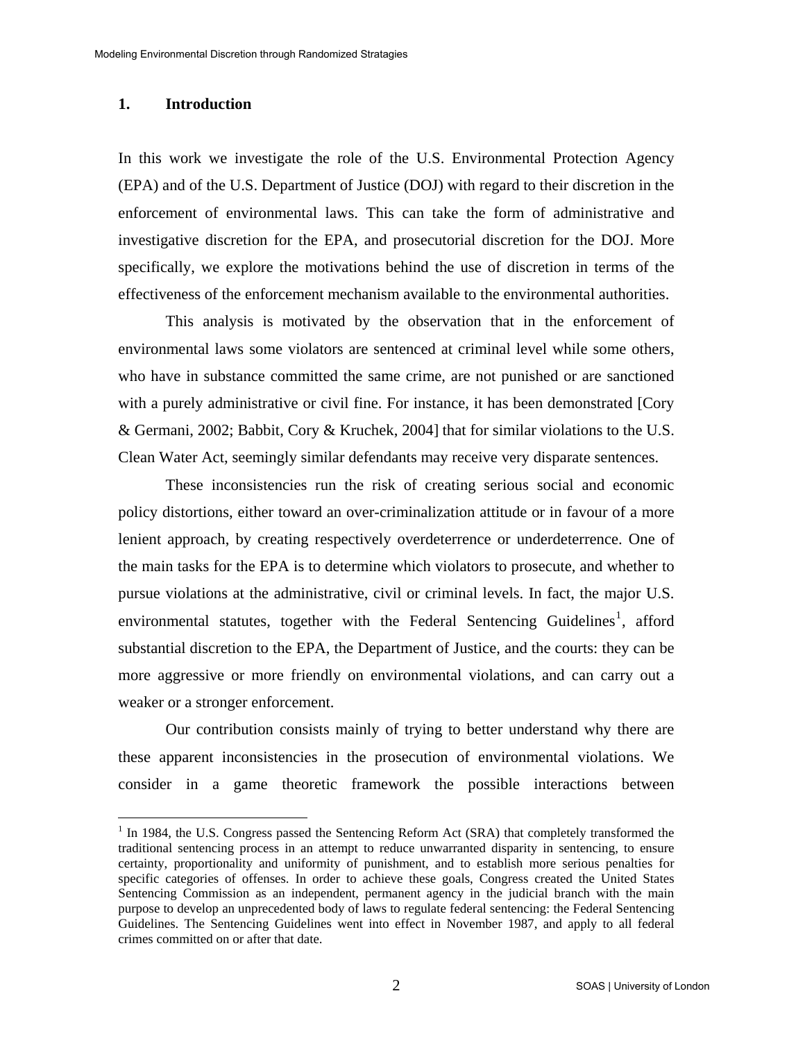## 1. Introduction

In this work we investigate the role of the U.S. Environmental Protection Agency (EPA) and of the U.S. Department of Justice (DOJ) with regard to their discretion in the enforcement of environmental laws. This can take the form of administrative and investigative discretion for the EPA, and prosecutorial discretion for the DOJ. More specifically, we explore the motivations behind the use of discretion in terms of the effectiveness of the enforcement mechanism available to the environmental authorities.

This analysis is motivated by the observation that in the enforcement of environmental laws some violators are sentenced at criminal level while some others, who have in substance committed the same crime, are not punished or are sanctioned with a purely administrative or civil fine. For instance, it has been demonstrated [Cory & Germani, 2002; Babbit, Cory & Kruchek, 2004] that for similar violations to the U.S. Clean Water Act, seemingly similar defendants may receive very disparate sentences.

These inconsistencies run the risk of creating serious social and economic policy distortions, either toward an over-criminalization attitude or in favour of a more lenient approach, by creating respectively overdeterrence or underdeterrence. One of the main tasks for the EPA is to determine which violators to prosecute, and whether to pursue violations at the administrative, civil or criminal levels. In fact, the major U.S. environmental statutes, together with the Federal Sentencing Guidelines[1], afford substantial discretion to the EPA, the Department of Justice, and the courts: they can be more aggressive or more friendly on environmental violations, and can carry out a weaker or a stronger enforcement.

Our contribution consists mainly of trying to better understand why there are these apparent inconsistencies in the prosecution of environmental violations. We consider in a game theoretic framework the possible interactions between

[1] In 1984, the U.S. Congress passed the Sentencing Reform Act (SRA) that completely transformed the traditional sentencing process in an attempt to reduce unwarranted disparity in sentencing, to ensure certainty, proportionality and uniformity of punishment, and to establish more serious penalties for specific categories of offenses. In order to achieve these goals, Congress created the United States Sentencing Commission as an independent, permanent agency in the judicial branch with the main purpose to develop an unprecedented body of laws to regulate federal sentencing: the Federal Sentencing Guidelines. The Sentencing Guidelines went into effect in November 1987, and apply to all federal crimes committed on or after that date.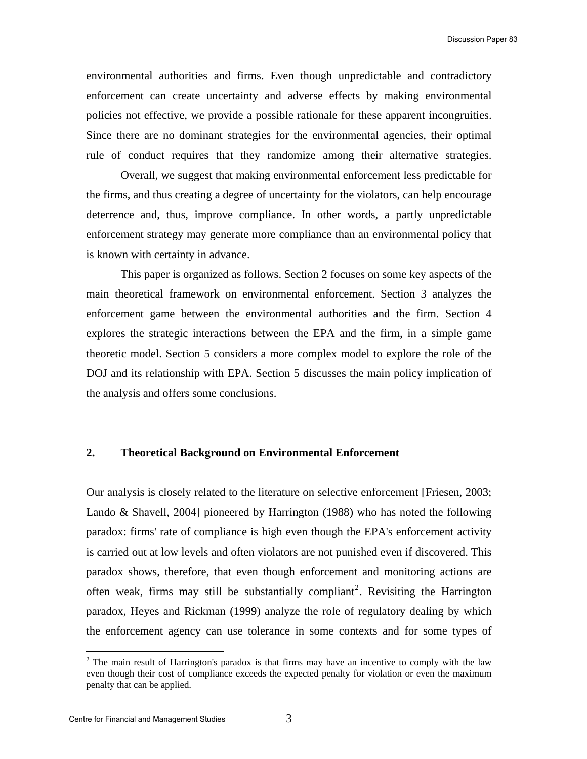environmental authorities and firms. Even though unpredictable and contradictory enforcement can create uncertainty and adverse effects by making environmental policies not effective, we provide a possible rationale for these apparent incongruities. Since there are no dominant strategies for the environmental agencies, their optimal rule of conduct requires that they randomize among their alternative strategies.

Overall, we suggest that making environmental enforcement less predictable for the firms, and thus creating a degree of uncertainty for the violators, can help encourage deterrence and, thus, improve compliance. In other words, a partly unpredictable enforcement strategy may generate more compliance than an environmental policy that is known with certainty in advance.

This paper is organized as follows. Section 2 focuses on some key aspects of the main theoretical framework on environmental enforcement. Section 3 analyzes the enforcement game between the environmental authorities and the firm. Section 4 explores the strategic interactions between the EPA and the firm, in a simple game theoretic model. Section 5 considers a more complex model to explore the role of the DOJ and its relationship with EPA. Section 5 discusses the main policy implication of the analysis and offers some conclusions.

## 2. Theoretical Background on Environmental Enforcement

Our analysis is closely related to the literature on selective enforcement [Friesen, 2003; Lando & Shavell, 2004] pioneered by Harrington (1988) who has noted the following paradox: firms' rate of compliance is high even though the EPA's enforcement activity is carried out at low levels and often violators are not punished even if discovered. This paradox shows, therefore, that even though enforcement and monitoring actions are often weak, firms may still be substantially compliant[2]. Revisiting the Harrington paradox, Heyes and Rickman (1999) analyze the role of regulatory dealing by which the enforcement agency can use tolerance in some contexts and for some types of

[2] The main result of Harrington's paradox is that firms may have an incentive to comply with the law even though their cost of compliance exceeds the expected penalty for violation or even the maximum penalty that can be applied.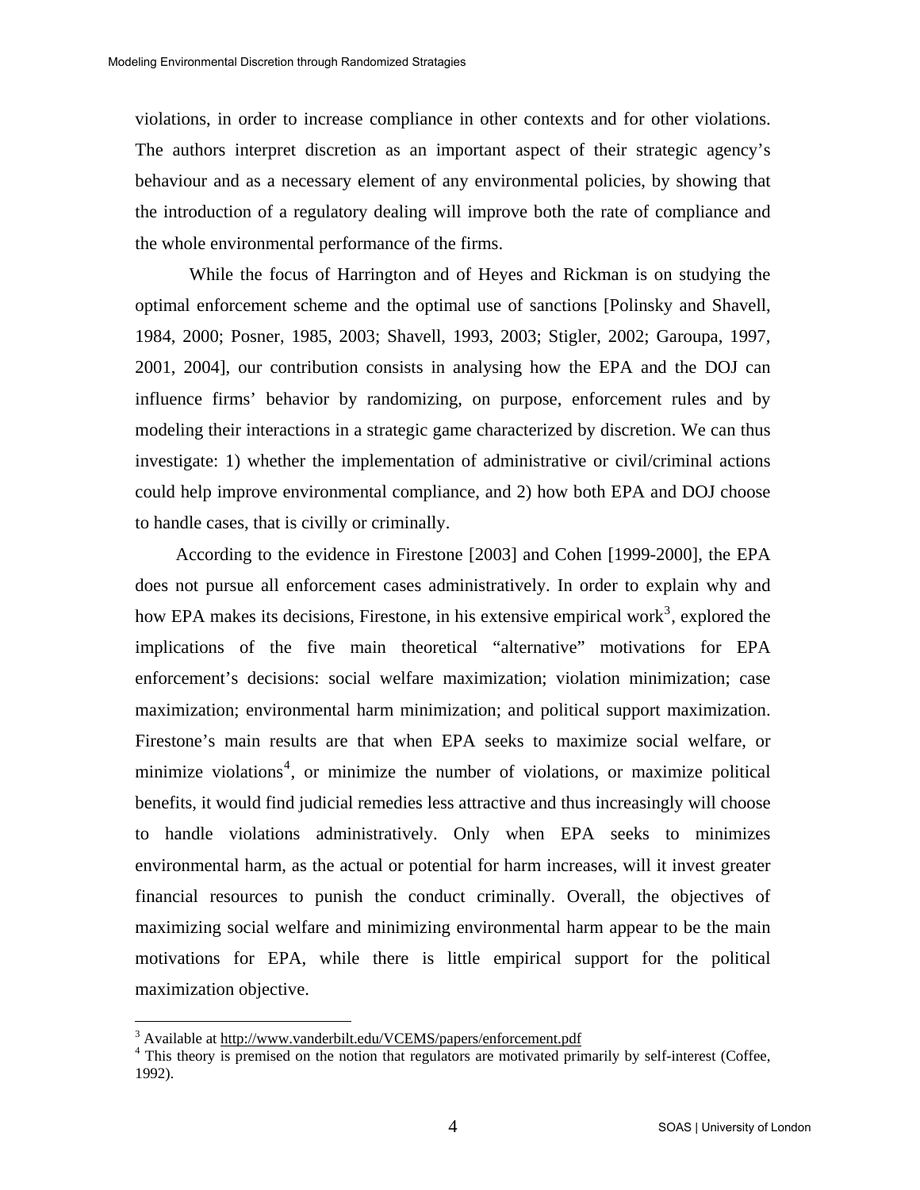violations, in order to increase compliance in other contexts and for other violations. The authors interpret discretion as an important aspect of their strategic agency's behaviour and as a necessary element of any environmental policies, by showing that the introduction of a regulatory dealing will improve both the rate of compliance and the whole environmental performance of the firms.

While the focus of Harrington and of Heyes and Rickman is on studying the optimal enforcement scheme and the optimal use of sanctions [Polinsky and Shavell, 1984, 2000; Posner, 1985, 2003; Shavell, 1993, 2003; Stigler, 2002; Garoupa, 1997, 2001, 2004], our contribution consists in analysing how the EPA and the DOJ can influence firms' behavior by randomizing, on purpose, enforcement rules and by modeling their interactions in a strategic game characterized by discretion. We can thus investigate: 1) whether the implementation of administrative or civil/criminal actions could help improve environmental compliance, and 2) how both EPA and DOJ choose to handle cases, that is civilly or criminally.

According to the evidence in Firestone [2003] and Cohen [1999-2000], the EPA does not pursue all enforcement cases administratively. In order to explain why and how EPA makes its decisions, Firestone, in his extensive empirical work[3], explored the implications of the five main theoretical "alternative" motivations for EPA enforcement's decisions: social welfare maximization; violation minimization; case maximization; environmental harm minimization; and political support maximization. Firestone's main results are that when EPA seeks to maximize social welfare, or minimize violations[4], or minimize the number of violations, or maximize political benefits, it would find judicial remedies less attractive and thus increasingly will choose to handle violations administratively. Only when EPA seeks to minimizes environmental harm, as the actual or potential for harm increases, will it invest greater financial resources to punish the conduct criminally. Overall, the objectives of maximizing social welfare and minimizing environmental harm appear to be the main motivations for EPA, while there is little empirical support for the political maximization objective.

[3] Available at http://www.vanderbilt.edu/VCEMS/papers/enforcement.pdf

[4] This theory is premised on the notion that regulators are motivated primarily by self-interest (Coffee, 1992).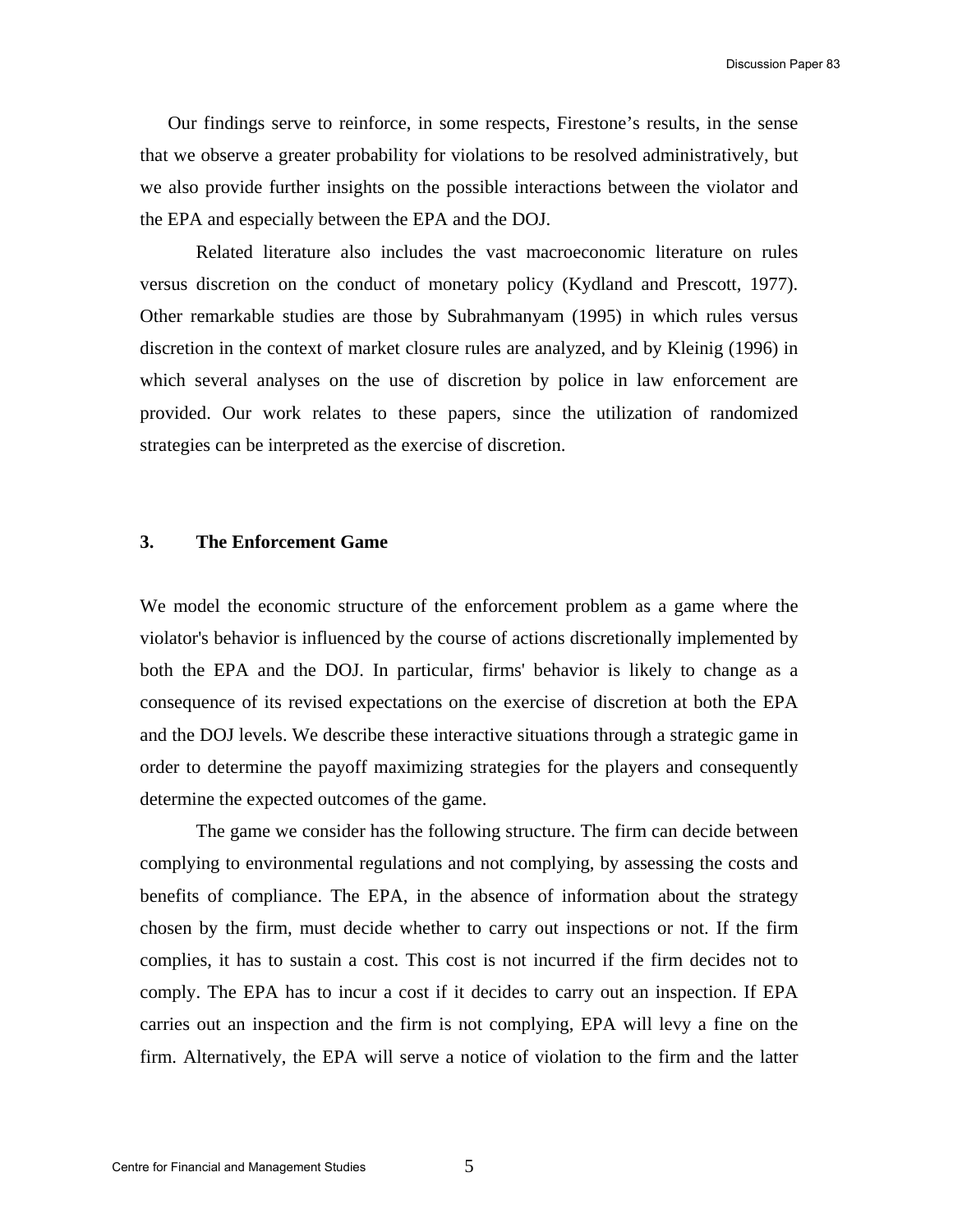Our findings serve to reinforce, in some respects, Firestone's results, in the sense that we observe a greater probability for violations to be resolved administratively, but we also provide further insights on the possible interactions between the violator and the EPA and especially between the EPA and the DOJ.

Related literature also includes the vast macroeconomic literature on rules versus discretion on the conduct of monetary policy (Kydland and Prescott, 1977). Other remarkable studies are those by Subrahmanyam (1995) in which rules versus discretion in the context of market closure rules are analyzed, and by Kleinig (1996) in which several analyses on the use of discretion by police in law enforcement are provided. Our work relates to these papers, since the utilization of randomized strategies can be interpreted as the exercise of discretion.

## 3. The Enforcement Game

We model the economic structure of the enforcement problem as a game where the violator's behavior is influenced by the course of actions discretionally implemented by both the EPA and the DOJ. In particular, firms' behavior is likely to change as a consequence of its revised expectations on the exercise of discretion at both the EPA and the DOJ levels. We describe these interactive situations through a strategic game in order to determine the payoff maximizing strategies for the players and consequently determine the expected outcomes of the game.

The game we consider has the following structure. The firm can decide between complying to environmental regulations and not complying, by assessing the costs and benefits of compliance. The EPA, in the absence of information about the strategy chosen by the firm, must decide whether to carry out inspections or not. If the firm complies, it has to sustain a cost. This cost is not incurred if the firm decides not to comply. The EPA has to incur a cost if it decides to carry out an inspection. If EPA carries out an inspection and the firm is not complying, EPA will levy a fine on the firm. Alternatively, the EPA will serve a notice of violation to the firm and the latter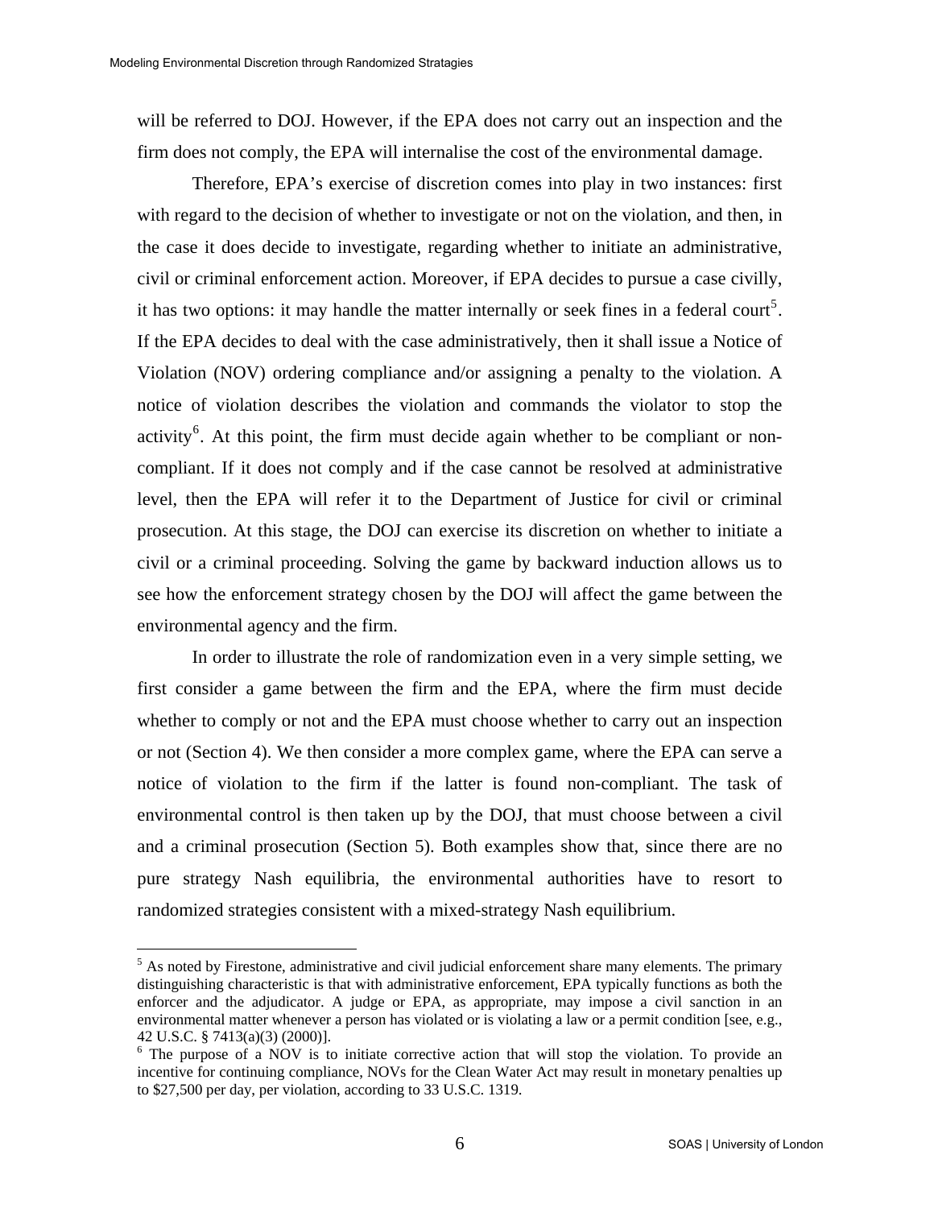will be referred to DOJ. However, if the EPA does not carry out an inspection and the firm does not comply, the EPA will internalise the cost of the environmental damage.

Therefore, EPA's exercise of discretion comes into play in two instances: first with regard to the decision of whether to investigate or not on the violation, and then, in the case it does decide to investigate, regarding whether to initiate an administrative, civil or criminal enforcement action. Moreover, if EPA decides to pursue a case civilly, it has two options: it may handle the matter internally or seek fines in a federal court[5]. If the EPA decides to deal with the case administratively, then it shall issue a Notice of Violation (NOV) ordering compliance and/or assigning a penalty to the violation. A notice of violation describes the violation and commands the violator to stop the activity[6]. At this point, the firm must decide again whether to be compliant or non-compliant. If it does not comply and if the case cannot be resolved at administrative level, then the EPA will refer it to the Department of Justice for civil or criminal prosecution. At this stage, the DOJ can exercise its discretion on whether to initiate a civil or a criminal proceeding. Solving the game by backward induction allows us to see how the enforcement strategy chosen by the DOJ will affect the game between the environmental agency and the firm.

In order to illustrate the role of randomization even in a very simple setting, we first consider a game between the firm and the EPA, where the firm must decide whether to comply or not and the EPA must choose whether to carry out an inspection or not (Section 4). We then consider a more complex game, where the EPA can serve a notice of violation to the firm if the latter is found non-compliant. The task of environmental control is then taken up by the DOJ, that must choose between a civil and a criminal prosecution (Section 5). Both examples show that, since there are no pure strategy Nash equilibria, the environmental authorities have to resort to randomized strategies consistent with a mixed-strategy Nash equilibrium.

---

[5] As noted by Firestone, administrative and civil judicial enforcement share many elements. The primary distinguishing characteristic is that with administrative enforcement, EPA typically functions as both the enforcer and the adjudicator. A judge or EPA, as appropriate, may impose a civil sanction in an environmental matter whenever a person has violated or is violating a law or a permit condition [see, e.g., 42 U.S.C. § 7413(a)(3) (2000)].

[6] The purpose of a NOV is to initiate corrective action that will stop the violation. To provide an incentive for continuing compliance, NOVs for the Clean Water Act may result in monetary penalties up to $27,500 per day, per violation, according to 33 U.S.C. 1319.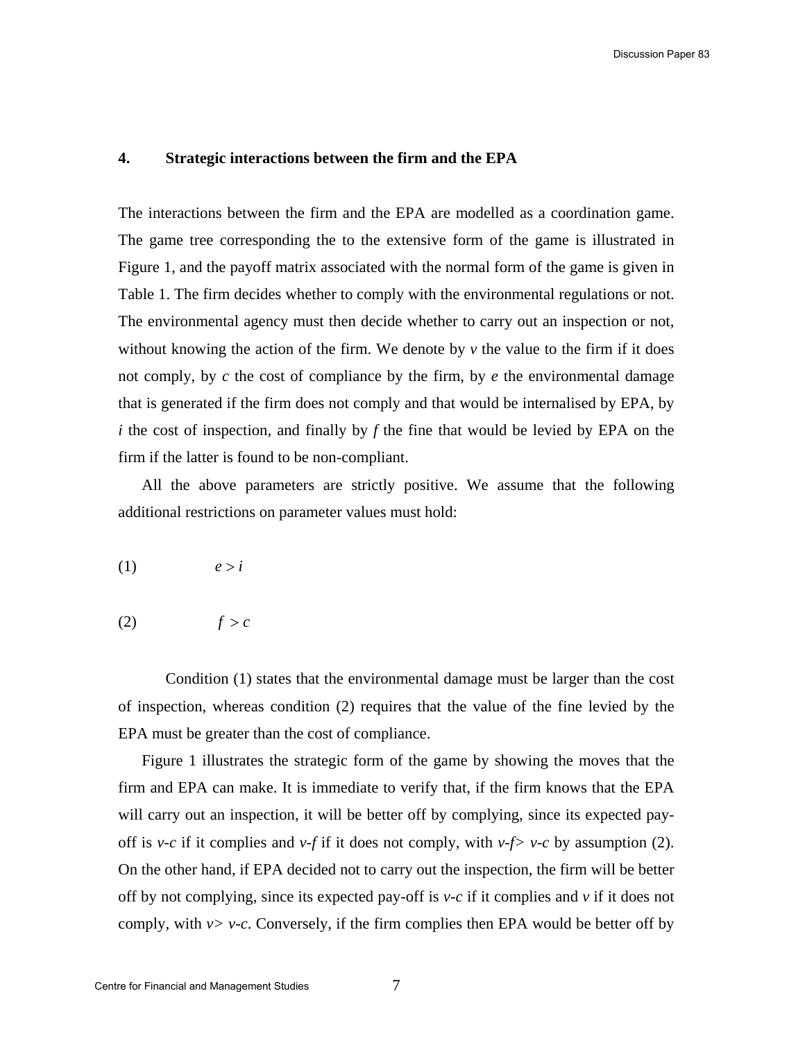## 4. Strategic interactions between the firm and the EPA

The interactions between the firm and the EPA are modelled as a coordination game. The game tree corresponding the to the extensive form of the game is illustrated in Figure 1, and the payoff matrix associated with the normal form of the game is given in Table 1. The firm decides whether to comply with the environmental regulations or not. The environmental agency must then decide whether to carry out an inspection or not, without knowing the action of the firm. We denote by $v$ the value to the firm if it does not comply, by $c$ the cost of compliance by the firm, by $e$ the environmental damage that is generated if the firm does not comply and that would be internalised by EPA, by $i$ the cost of inspection, and finally by $f$ the fine that would be levied by EPA on the firm if the latter is found to be non-compliant.

All the above parameters are strictly positive. We assume that the following additional restrictions on parameter values must hold:

(1) $\quad e > i$

(2) $\quad f > c$

Condition (1) states that the environmental damage must be larger than the cost of inspection, whereas condition (2) requires that the value of the fine levied by the EPA must be greater than the cost of compliance.

Figure 1 illustrates the strategic form of the game by showing the moves that the firm and EPA can make. It is immediate to verify that, if the firm knows that the EPA will carry out an inspection, it will be better off by complying, since its expected pay-off is $v$-$c$ if it complies and $v$-$f$ if it does not comply, with $v$-$f$> $v$-$c$ by assumption (2). On the other hand, if EPA decided not to carry out the inspection, the firm will be better off by not complying, since its expected pay-off is $v$-$c$ if it complies and $v$ if it does not comply, with $v$> $v$-$c$. Conversely, if the firm complies then EPA would be better off by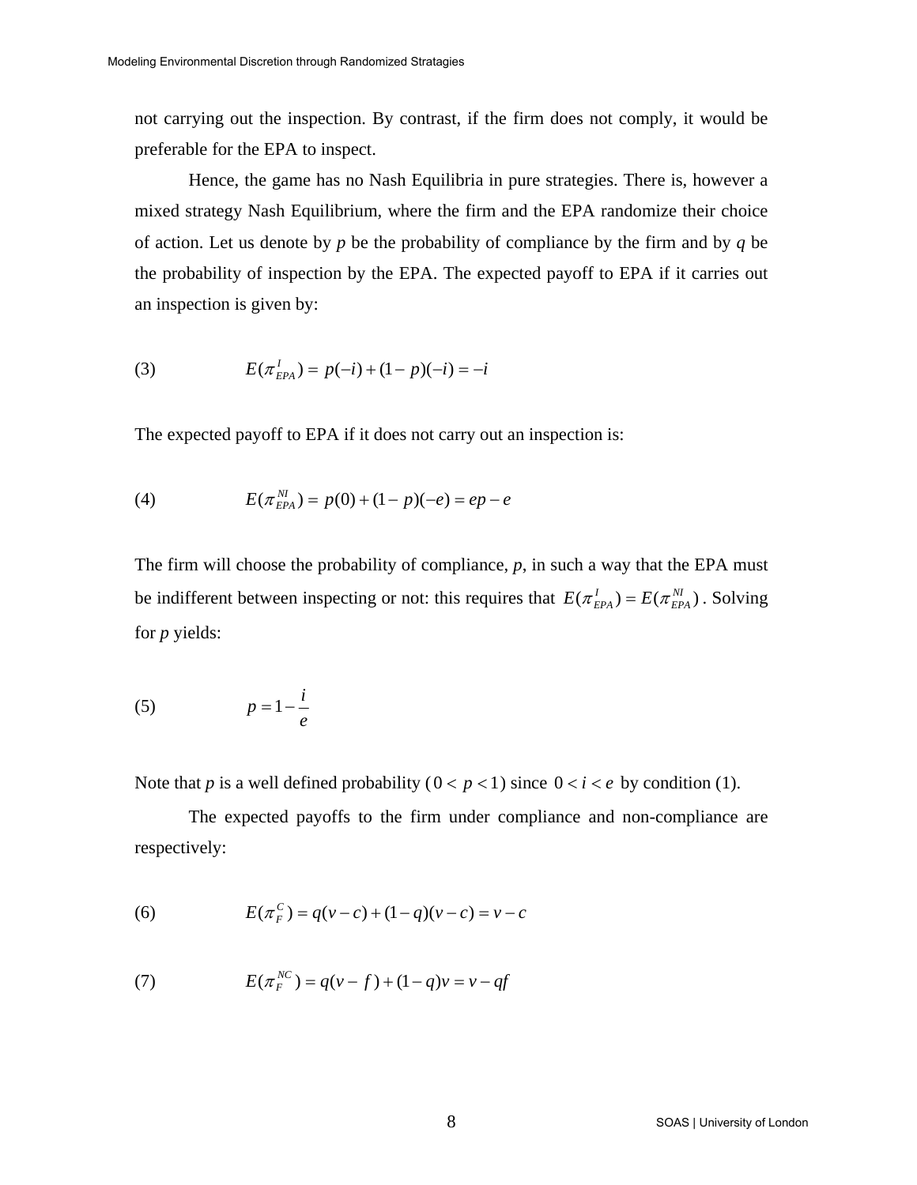not carrying out the inspection. By contrast, if the firm does not comply, it would be preferable for the EPA to inspect.

Hence, the game has no Nash Equilibria in pure strategies. There is, however a mixed strategy Nash Equilibrium, where the firm and the EPA randomize their choice of action. Let us denote by $p$ be the probability of compliance by the firm and by $q$ be the probability of inspection by the EPA. The expected payoff to EPA if it carries out an inspection is given by:

$$E(\pi^{I}_{EPA}) = p(-i) + (1-p)(-i) = -i \tag{3}$$

The expected payoff to EPA if it does not carry out an inspection is:

$$E(\pi^{NI}_{EPA}) = p(0) + (1-p)(-e) = ep - e \tag{4}$$

The firm will choose the probability of compliance, $p$, in such a way that the EPA must be indifferent between inspecting or not: this requires that $E(\pi^{I}_{EPA}) = E(\pi^{NI}_{EPA})$. Solving for $p$ yields:

$$p = 1 - \frac{i}{e} \tag{5}$$

Note that $p$ is a well defined probability ($0 < p < 1$) since $0 < i < e$ by condition (1).

The expected payoffs to the firm under compliance and non-compliance are respectively:

$$E(\pi^{C}_{F}) = q(v-c) + (1-q)(v-c) = v - c \tag{6}$$

$$E(\pi^{NC}_{F}) = q(v-f) + (1-q)v = v - qf \tag{7}$$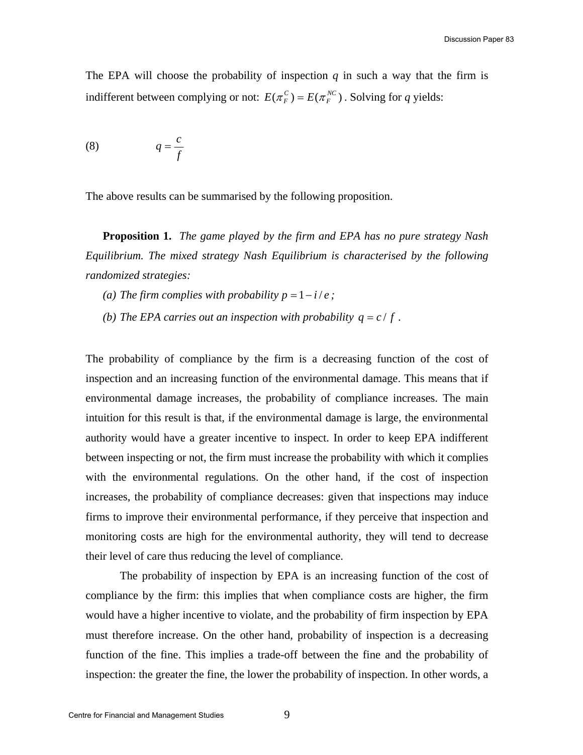The EPA will choose the probability of inspection $q$ in such a way that the firm is indifferent between complying or not: $E(\pi_F^C) = E(\pi_F^{NC})$. Solving for $q$ yields:

$$q = \frac{c}{f} \tag{8}$$

The above results can be summarised by the following proposition.

**Proposition 1.** *The game played by the firm and EPA has no pure strategy Nash Equilibrium. The mixed strategy Nash Equilibrium is characterised by the following randomized strategies:*

*(a) The firm complies with probability* $p = 1 - i/e$*;*

*(b) The EPA carries out an inspection with probability* $q = c/f$*.*

The probability of compliance by the firm is a decreasing function of the cost of inspection and an increasing function of the environmental damage. This means that if environmental damage increases, the probability of compliance increases. The main intuition for this result is that, if the environmental damage is large, the environmental authority would have a greater incentive to inspect. In order to keep EPA indifferent between inspecting or not, the firm must increase the probability with which it complies with the environmental regulations. On the other hand, if the cost of inspection increases, the probability of compliance decreases: given that inspections may induce firms to improve their environmental performance, if they perceive that inspection and monitoring costs are high for the environmental authority, they will tend to decrease their level of care thus reducing the level of compliance.

The probability of inspection by EPA is an increasing function of the cost of compliance by the firm: this implies that when compliance costs are higher, the firm would have a higher incentive to violate, and the probability of firm inspection by EPA must therefore increase. On the other hand, probability of inspection is a decreasing function of the fine. This implies a trade-off between the fine and the probability of inspection: the greater the fine, the lower the probability of inspection. In other words, a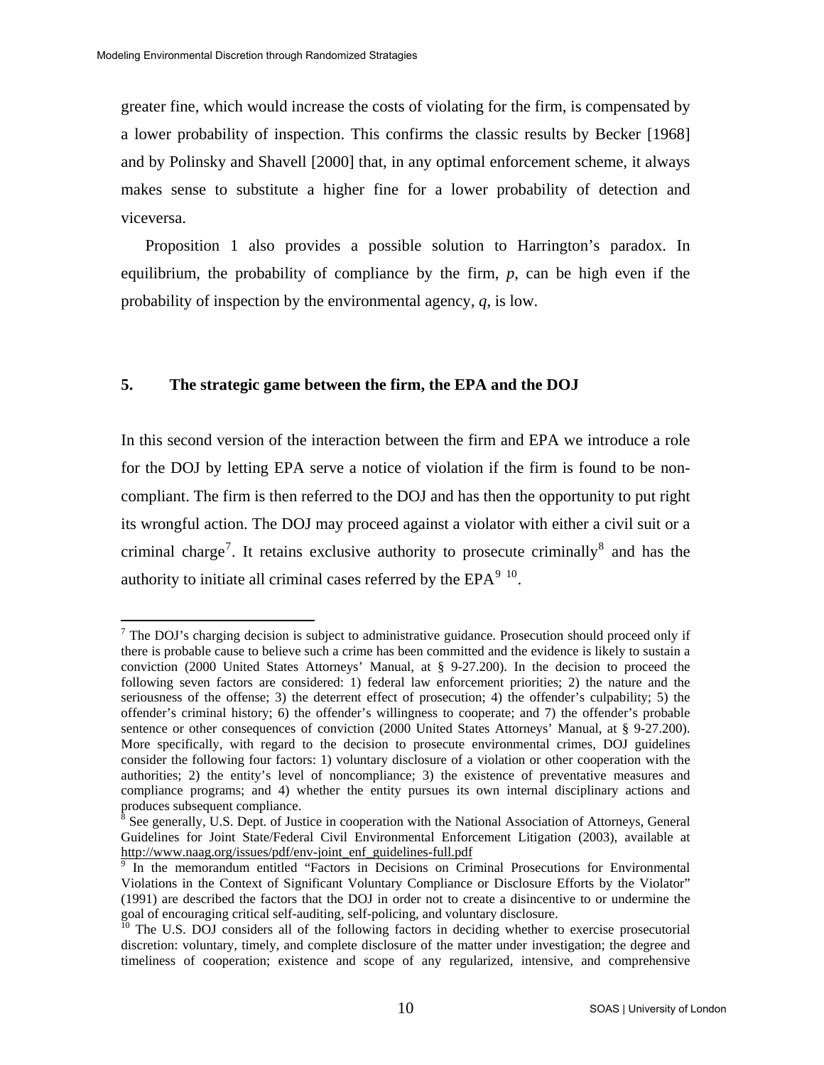greater fine, which would increase the costs of violating for the firm, is compensated by a lower probability of inspection. This confirms the classic results by Becker [1968] and by Polinsky and Shavell [2000] that, in any optimal enforcement scheme, it always makes sense to substitute a higher fine for a lower probability of detection and viceversa.

Proposition 1 also provides a possible solution to Harrington's paradox. In equilibrium, the probability of compliance by the firm, $p$, can be high even if the probability of inspection by the environmental agency, $q$, is low.

## 5. The strategic game between the firm, the EPA and the DOJ

In this second version of the interaction between the firm and EPA we introduce a role for the DOJ by letting EPA serve a notice of violation if the firm is found to be non-compliant. The firm is then referred to the DOJ and has then the opportunity to put right its wrongful action. The DOJ may proceed against a violator with either a civil suit or a criminal charge[7]. It retains exclusive authority to prosecute criminally[8] and has the authority to initiate all criminal cases referred by the EPA[9] [10].

---

[7] The DOJ's charging decision is subject to administrative guidance. Prosecution should proceed only if there is probable cause to believe such a crime has been committed and the evidence is likely to sustain a conviction (2000 United States Attorneys' Manual, at § 9-27.200). In the decision to proceed the following seven factors are considered: 1) federal law enforcement priorities; 2) the nature and the seriousness of the offense; 3) the deterrent effect of prosecution; 4) the offender's culpability; 5) the offender's criminal history; 6) the offender's willingness to cooperate; and 7) the offender's probable sentence or other consequences of conviction (2000 United States Attorneys' Manual, at § 9-27.200). More specifically, with regard to the decision to prosecute environmental crimes, DOJ guidelines consider the following four factors: 1) voluntary disclosure of a violation or other cooperation with the authorities; 2) the entity's level of noncompliance; 3) the existence of preventative measures and compliance programs; and 4) whether the entity pursues its own internal disciplinary actions and produces subsequent compliance.

[8] See generally, U.S. Dept. of Justice in cooperation with the National Association of Attorneys, General Guidelines for Joint State/Federal Civil Environmental Enforcement Litigation (2003), available at http://www.naag.org/issues/pdf/env-joint_enf_guidelines-full.pdf

[9] In the memorandum entitled "Factors in Decisions on Criminal Prosecutions for Environmental Violations in the Context of Significant Voluntary Compliance or Disclosure Efforts by the Violator" (1991) are described the factors that the DOJ in order not to create a disincentive to or undermine the goal of encouraging critical self-auditing, self-policing, and voluntary disclosure.

[10] The U.S. DOJ considers all of the following factors in deciding whether to exercise prosecutorial discretion: voluntary, timely, and complete disclosure of the matter under investigation; the degree and timeliness of cooperation; existence and scope of any regularized, intensive, and comprehensive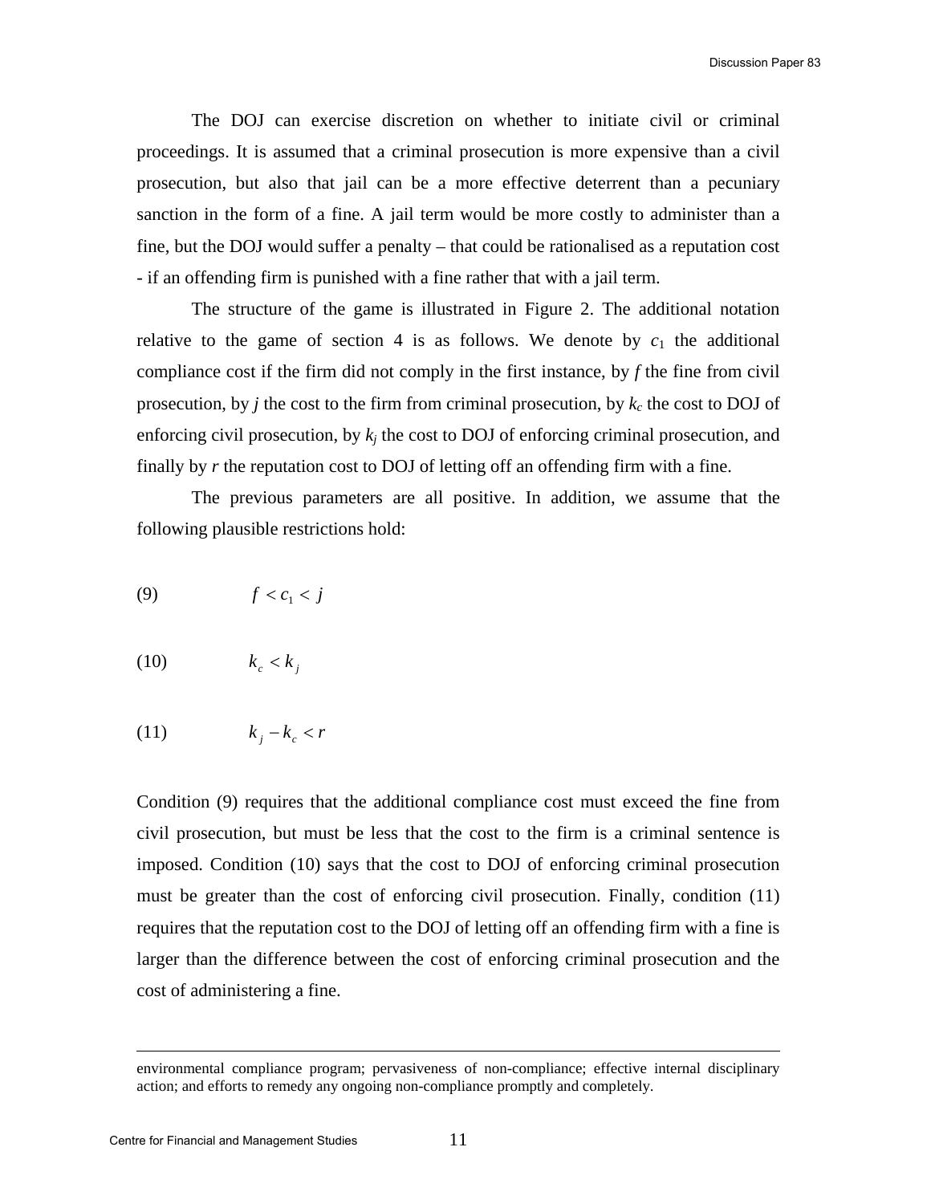The DOJ can exercise discretion on whether to initiate civil or criminal proceedings. It is assumed that a criminal prosecution is more expensive than a civil prosecution, but also that jail can be a more effective deterrent than a pecuniary sanction in the form of a fine. A jail term would be more costly to administer than a fine, but the DOJ would suffer a penalty – that could be rationalised as a reputation cost - if an offending firm is punished with a fine rather that with a jail term.

The structure of the game is illustrated in Figure 2. The additional notation relative to the game of section 4 is as follows. We denote by $c_1$ the additional compliance cost if the firm did not comply in the first instance, by $f$ the fine from civil prosecution, by $j$ the cost to the firm from criminal prosecution, by $k_c$ the cost to DOJ of enforcing civil prosecution, by $k_j$ the cost to DOJ of enforcing criminal prosecution, and finally by $r$ the reputation cost to DOJ of letting off an offending firm with a fine.

The previous parameters are all positive. In addition, we assume that the following plausible restrictions hold:

$$f < c_1 < j \qquad (9)$$

$$k_c < k_j \qquad (10)$$

$$k_j - k_c < r \qquad (11)$$

Condition (9) requires that the additional compliance cost must exceed the fine from civil prosecution, but must be less that the cost to the firm is a criminal sentence is imposed. Condition (10) says that the cost to DOJ of enforcing criminal prosecution must be greater than the cost of enforcing civil prosecution. Finally, condition (11) requires that the reputation cost to the DOJ of letting off an offending firm with a fine is larger than the difference between the cost of enforcing criminal prosecution and the cost of administering a fine.

---

environmental compliance program; pervasiveness of non-compliance; effective internal disciplinary action; and efforts to remedy any ongoing non-compliance promptly and completely.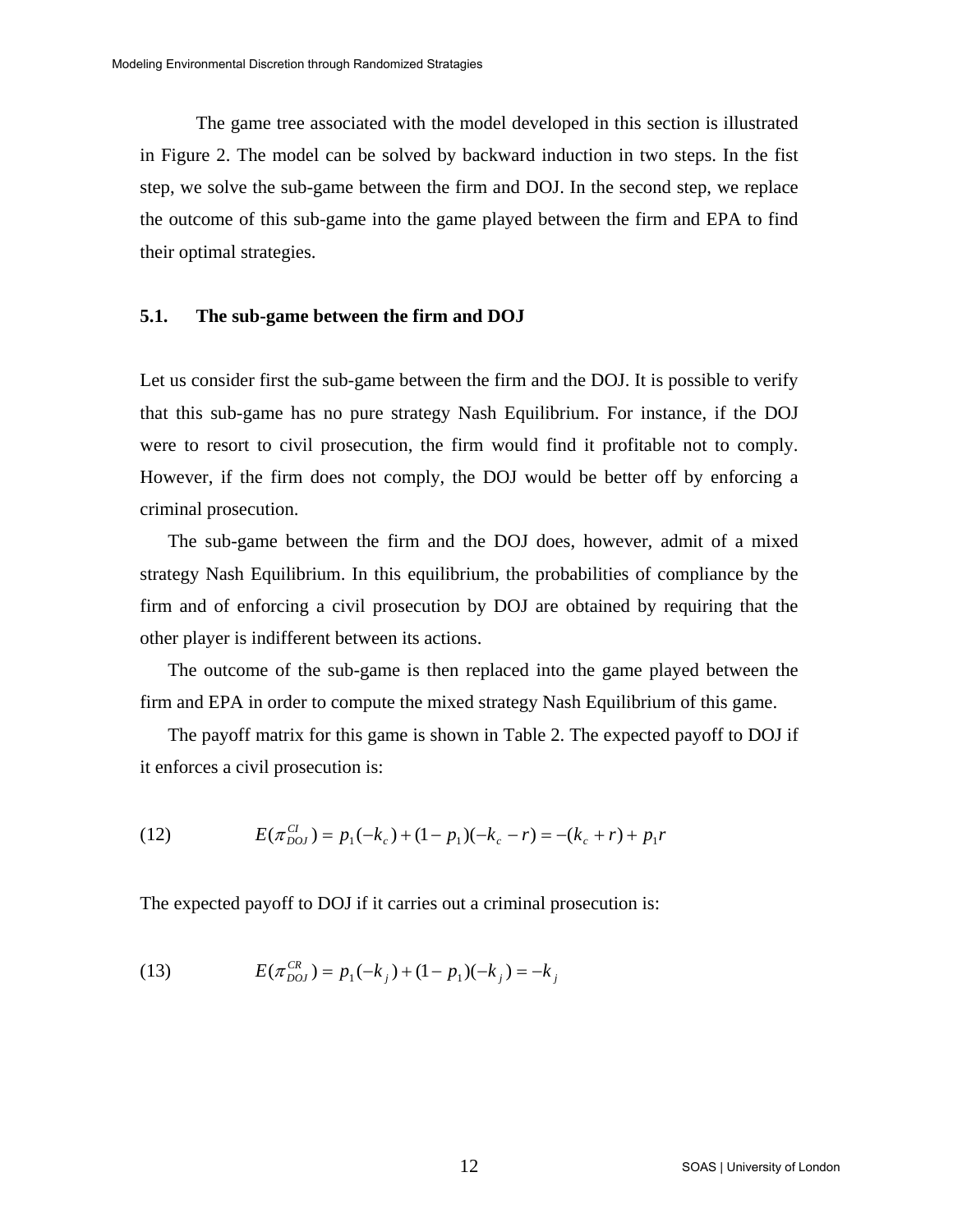The game tree associated with the model developed in this section is illustrated in Figure 2. The model can be solved by backward induction in two steps. In the fist step, we solve the sub-game between the firm and DOJ. In the second step, we replace the outcome of this sub-game into the game played between the firm and EPA to find their optimal strategies.

### 5.1. The sub-game between the firm and DOJ

Let us consider first the sub-game between the firm and the DOJ. It is possible to verify that this sub-game has no pure strategy Nash Equilibrium. For instance, if the DOJ were to resort to civil prosecution, the firm would find it profitable not to comply. However, if the firm does not comply, the DOJ would be better off by enforcing a criminal prosecution.

The sub-game between the firm and the DOJ does, however, admit of a mixed strategy Nash Equilibrium. In this equilibrium, the probabilities of compliance by the firm and of enforcing a civil prosecution by DOJ are obtained by requiring that the other player is indifferent between its actions.

The outcome of the sub-game is then replaced into the game played between the firm and EPA in order to compute the mixed strategy Nash Equilibrium of this game.

The payoff matrix for this game is shown in Table 2. The expected payoff to DOJ if it enforces a civil prosecution is:

$$(12) \qquad E(\pi_{DOJ}^{CI}) = p_1(-k_c) + (1 - p_1)(-k_c - r) = -(k_c + r) + p_1 r$$

The expected payoff to DOJ if it carries out a criminal prosecution is:

$$(13) \qquad E(\pi_{DOJ}^{CR}) = p_1(-k_j) + (1 - p_1)(-k_j) = -k_j$$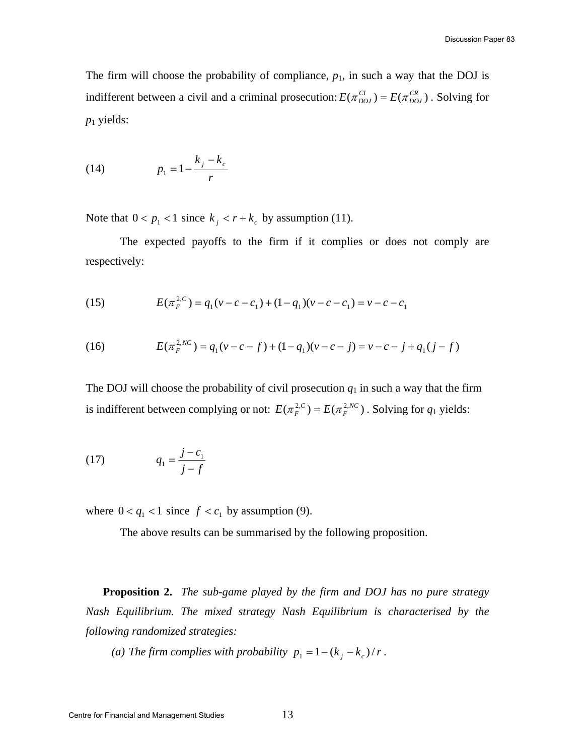The firm will choose the probability of compliance, $p_1$, in such a way that the DOJ is indifferent between a civil and a criminal prosecution: $E(\pi_{DOJ}^{CI}) = E(\pi_{DOJ}^{CR})$. Solving for $p_1$ yields:

$$p_1 = 1 - \frac{k_j - k_c}{r} \tag{14}$$

Note that $0 < p_1 < 1$ since $k_j < r + k_c$ by assumption (11).

The expected payoffs to the firm if it complies or does not comply are respectively:

$$E(\pi_F^{2,C}) = q_1(v - c - c_1) + (1 - q_1)(v - c - c_1) = v - c - c_1 \tag{15}$$

$$E(\pi_F^{2,NC}) = q_1(v - c - f) + (1 - q_1)(v - c - j) = v - c - j + q_1(j - f) \tag{16}$$

The DOJ will choose the probability of civil prosecution $q_1$ in such a way that the firm is indifferent between complying or not: $E(\pi_F^{2,C}) = E(\pi_F^{2,NC})$. Solving for $q_1$ yields:

$$q_1 = \frac{j - c_1}{j - f} \tag{17}$$

where $0 < q_1 < 1$ since $f < c_1$ by assumption (9).

The above results can be summarised by the following proposition.

**Proposition 2.** *The sub-game played by the firm and DOJ has no pure strategy Nash Equilibrium. The mixed strategy Nash Equilibrium is characterised by the following randomized strategies:*

*(a) The firm complies with probability* $p_1 = 1 - (k_j - k_c)/r$.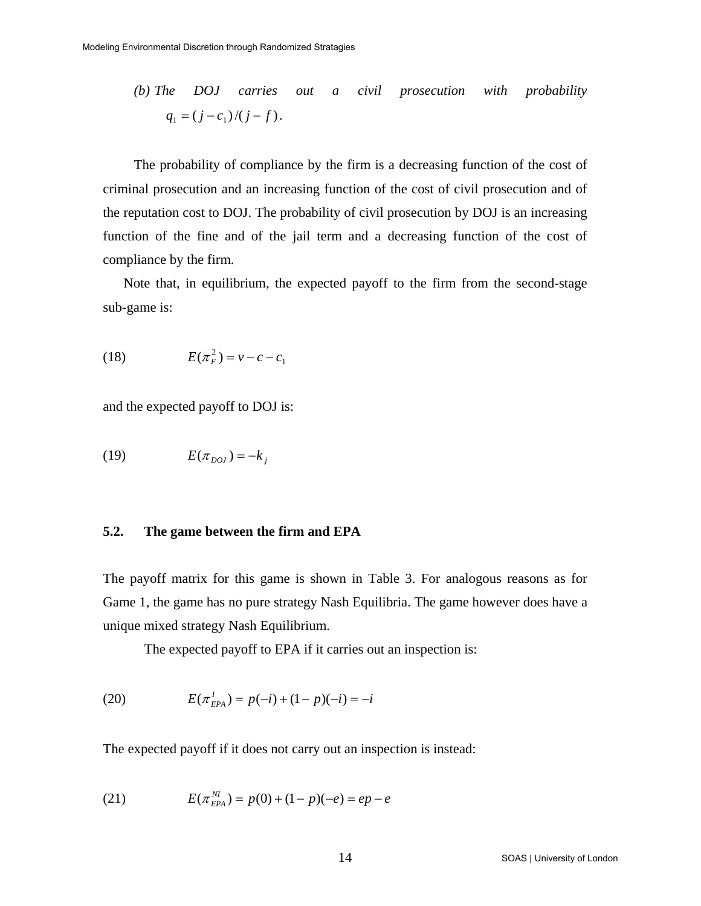*(b) The DOJ carries out a civil prosecution with probability* $q_1 = (j - c_1)/(j - f)$.

The probability of compliance by the firm is a decreasing function of the cost of criminal prosecution and an increasing function of the cost of civil prosecution and of the reputation cost to DOJ. The probability of civil prosecution by DOJ is an increasing function of the fine and of the jail term and a decreasing function of the cost of compliance by the firm.

Note that, in equilibrium, the expected payoff to the firm from the second-stage sub-game is:

$$E(\pi_F^2) = v - c - c_1 \tag{18}$$

and the expected payoff to DOJ is:

$$E(\pi_{DOJ}) = -k_j \tag{19}$$

### 5.2. The game between the firm and EPA

The payoff matrix for this game is shown in Table 3. For analogous reasons as for Game 1, the game has no pure strategy Nash Equilibria. The game however does have a unique mixed strategy Nash Equilibrium.

The expected payoff to EPA if it carries out an inspection is:

$$E(\pi_{EPA}^I) = p(-i) + (1-p)(-i) = -i \tag{20}$$

The expected payoff if it does not carry out an inspection is instead:

$$E(\pi_{EPA}^{NI}) = p(0) + (1-p)(-e) = ep - e \tag{21}$$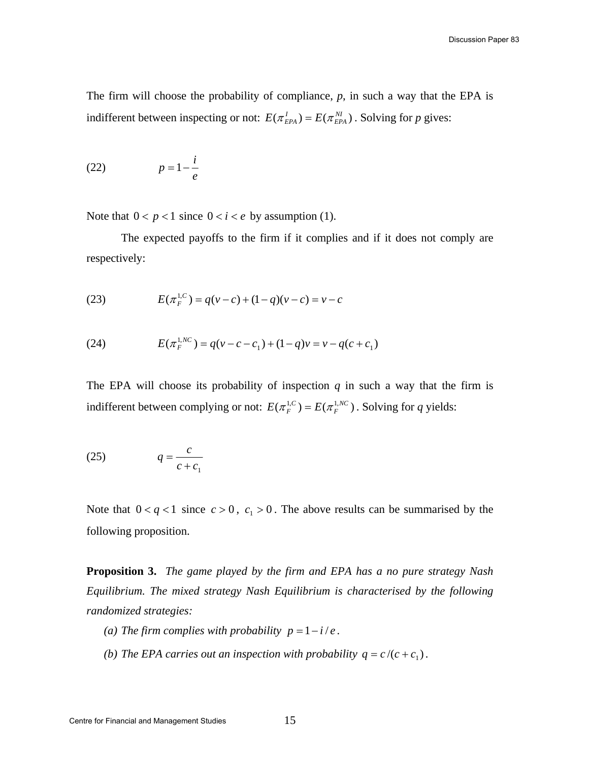The firm will choose the probability of compliance, $p$, in such a way that the EPA is indifferent between inspecting or not: $E(\pi_{EPA}^{I}) = E(\pi_{EPA}^{NI})$. Solving for $p$ gives:

$$(22) \qquad p = 1 - \frac{i}{e}$$

Note that $0 < p < 1$ since $0 < i < e$ by assumption (1).

The expected payoffs to the firm if it complies and if it does not comply are respectively:

$$(23) \qquad E(\pi_{F}^{1,C}) = q(v-c) + (1-q)(v-c) = v - c$$

$$(24) \qquad E(\pi_{F}^{1,NC}) = q(v-c-c_1) + (1-q)v = v - q(c+c_1)$$

The EPA will choose its probability of inspection $q$ in such a way that the firm is indifferent between complying or not: $E(\pi_{F}^{1,C}) = E(\pi_{F}^{1,NC})$. Solving for $q$ yields:

$$(25) \qquad q = \frac{c}{c+c_1}$$

Note that $0 < q < 1$ since $c > 0$, $c_1 > 0$. The above results can be summarised by the following proposition.

**Proposition 3.** *The game played by the firm and EPA has a no pure strategy Nash Equilibrium. The mixed strategy Nash Equilibrium is characterised by the following randomized strategies:*

*(a) The firm complies with probability* $p = 1 - i/e$.

*(b) The EPA carries out an inspection with probability* $q = c/(c+c_1)$.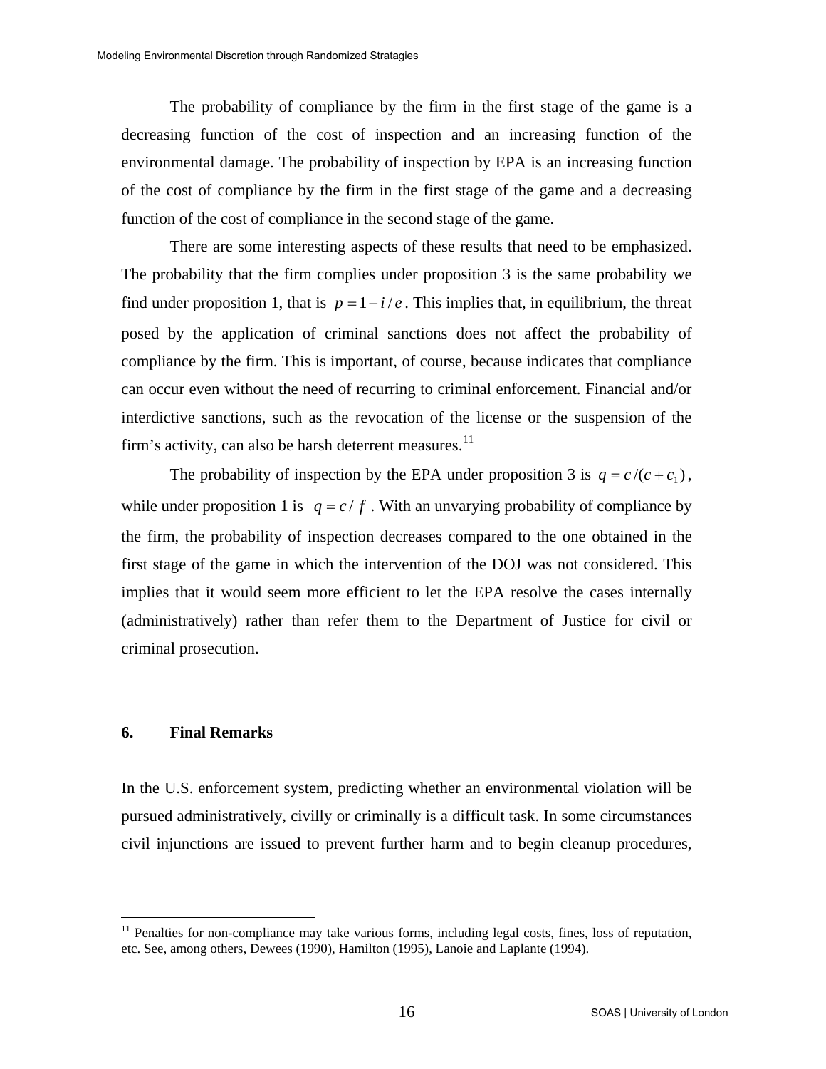The probability of compliance by the firm in the first stage of the game is a decreasing function of the cost of inspection and an increasing function of the environmental damage. The probability of inspection by EPA is an increasing function of the cost of compliance by the firm in the first stage of the game and a decreasing function of the cost of compliance in the second stage of the game.

There are some interesting aspects of these results that need to be emphasized. The probability that the firm complies under proposition 3 is the same probability we find under proposition 1, that is $p = 1 - i / e$. This implies that, in equilibrium, the threat posed by the application of criminal sanctions does not affect the probability of compliance by the firm. This is important, of course, because indicates that compliance can occur even without the need of recurring to criminal enforcement. Financial and/or interdictive sanctions, such as the revocation of the license or the suspension of the firm's activity, can also be harsh deterrent measures.[11]

The probability of inspection by the EPA under proposition 3 is $q = c/(c + c_1)$, while under proposition 1 is $q = c / f$. With an unvarying probability of compliance by the firm, the probability of inspection decreases compared to the one obtained in the first stage of the game in which the intervention of the DOJ was not considered. This implies that it would seem more efficient to let the EPA resolve the cases internally (administratively) rather than refer them to the Department of Justice for civil or criminal prosecution.

## 6. Final Remarks

In the U.S. enforcement system, predicting whether an environmental violation will be pursued administratively, civilly or criminally is a difficult task. In some circumstances civil injunctions are issued to prevent further harm and to begin cleanup procedures,

[11] Penalties for non-compliance may take various forms, including legal costs, fines, loss of reputation, etc. See, among others, Dewees (1990), Hamilton (1995), Lanoie and Laplante (1994).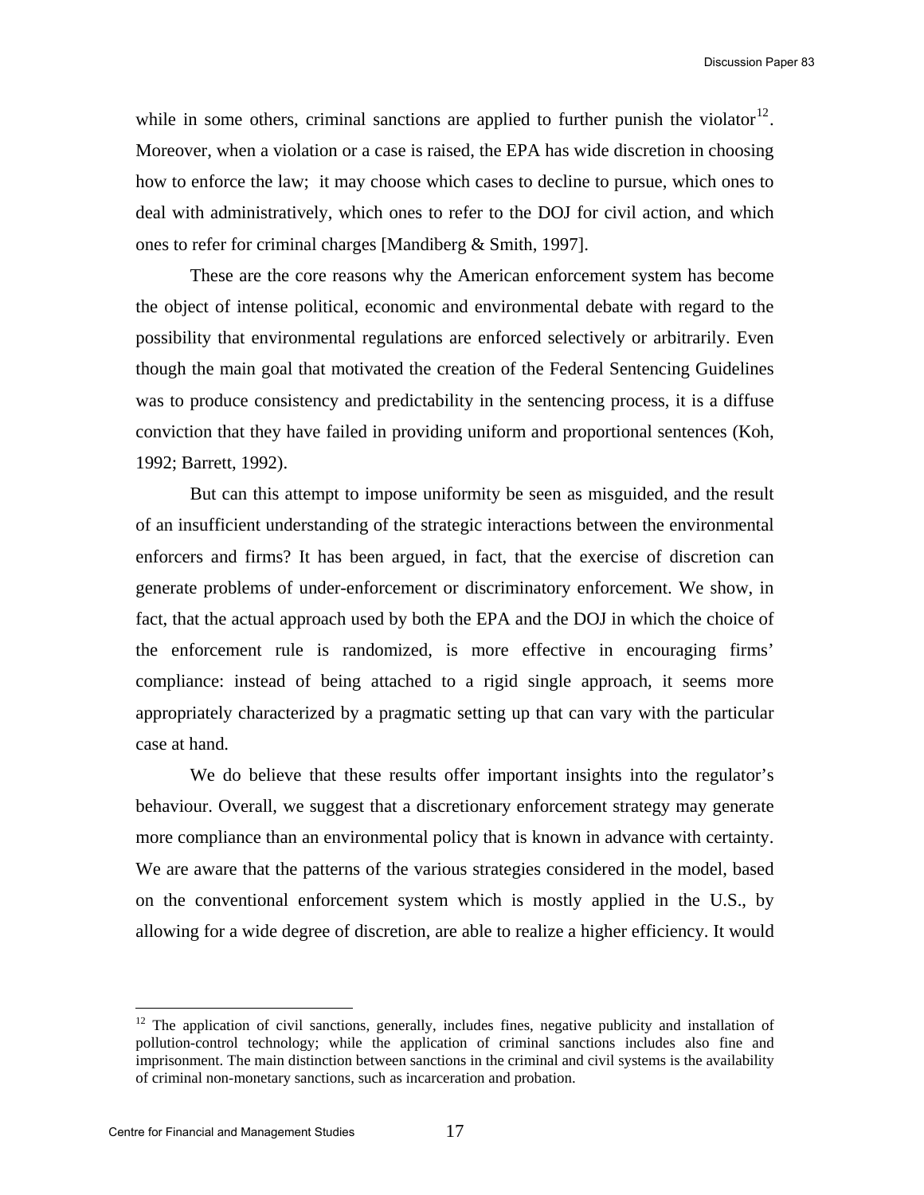while in some others, criminal sanctions are applied to further punish the violator[12]. Moreover, when a violation or a case is raised, the EPA has wide discretion in choosing how to enforce the law; it may choose which cases to decline to pursue, which ones to deal with administratively, which ones to refer to the DOJ for civil action, and which ones to refer for criminal charges [Mandiberg & Smith, 1997].

These are the core reasons why the American enforcement system has become the object of intense political, economic and environmental debate with regard to the possibility that environmental regulations are enforced selectively or arbitrarily. Even though the main goal that motivated the creation of the Federal Sentencing Guidelines was to produce consistency and predictability in the sentencing process, it is a diffuse conviction that they have failed in providing uniform and proportional sentences (Koh, 1992; Barrett, 1992).

But can this attempt to impose uniformity be seen as misguided, and the result of an insufficient understanding of the strategic interactions between the environmental enforcers and firms? It has been argued, in fact, that the exercise of discretion can generate problems of under-enforcement or discriminatory enforcement. We show, in fact, that the actual approach used by both the EPA and the DOJ in which the choice of the enforcement rule is randomized, is more effective in encouraging firms' compliance: instead of being attached to a rigid single approach, it seems more appropriately characterized by a pragmatic setting up that can vary with the particular case at hand.

We do believe that these results offer important insights into the regulator's behaviour. Overall, we suggest that a discretionary enforcement strategy may generate more compliance than an environmental policy that is known in advance with certainty. We are aware that the patterns of the various strategies considered in the model, based on the conventional enforcement system which is mostly applied in the U.S., by allowing for a wide degree of discretion, are able to realize a higher efficiency. It would

---

[12] The application of civil sanctions, generally, includes fines, negative publicity and installation of pollution-control technology; while the application of criminal sanctions includes also fine and imprisonment. The main distinction between sanctions in the criminal and civil systems is the availability of criminal non-monetary sanctions, such as incarceration and probation.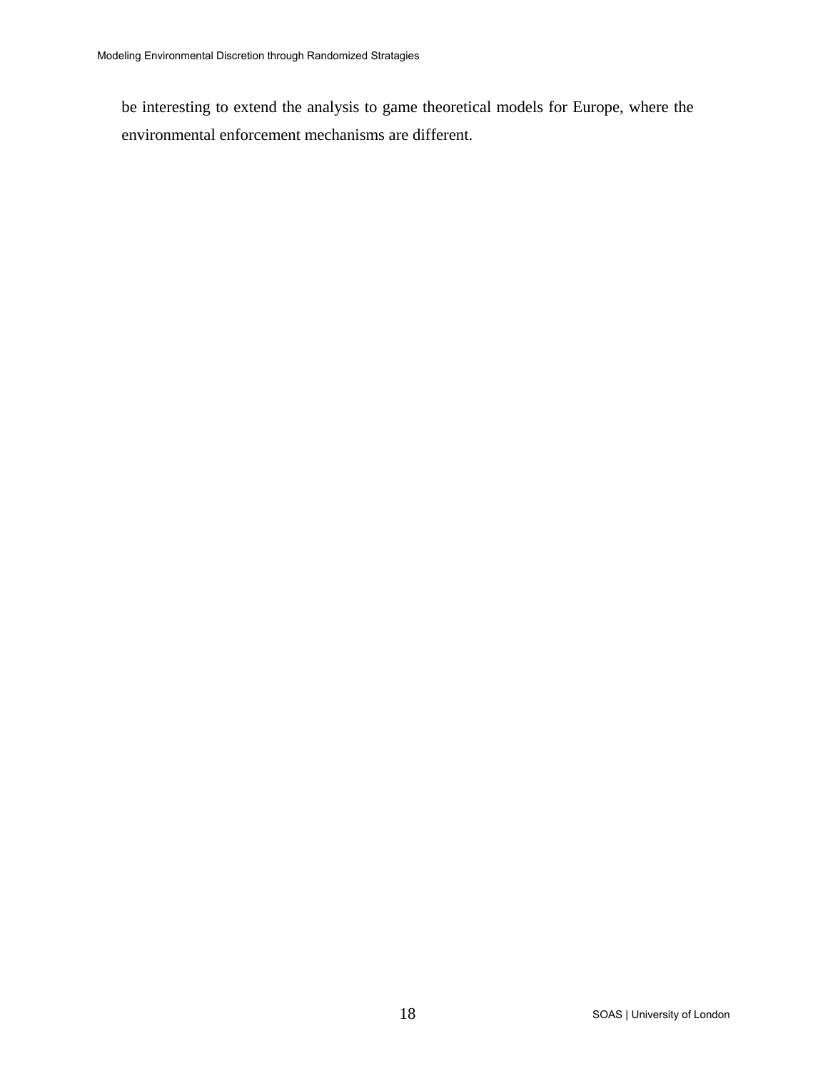be interesting to extend the analysis to game theoretical models for Europe, where the environmental enforcement mechanisms are different.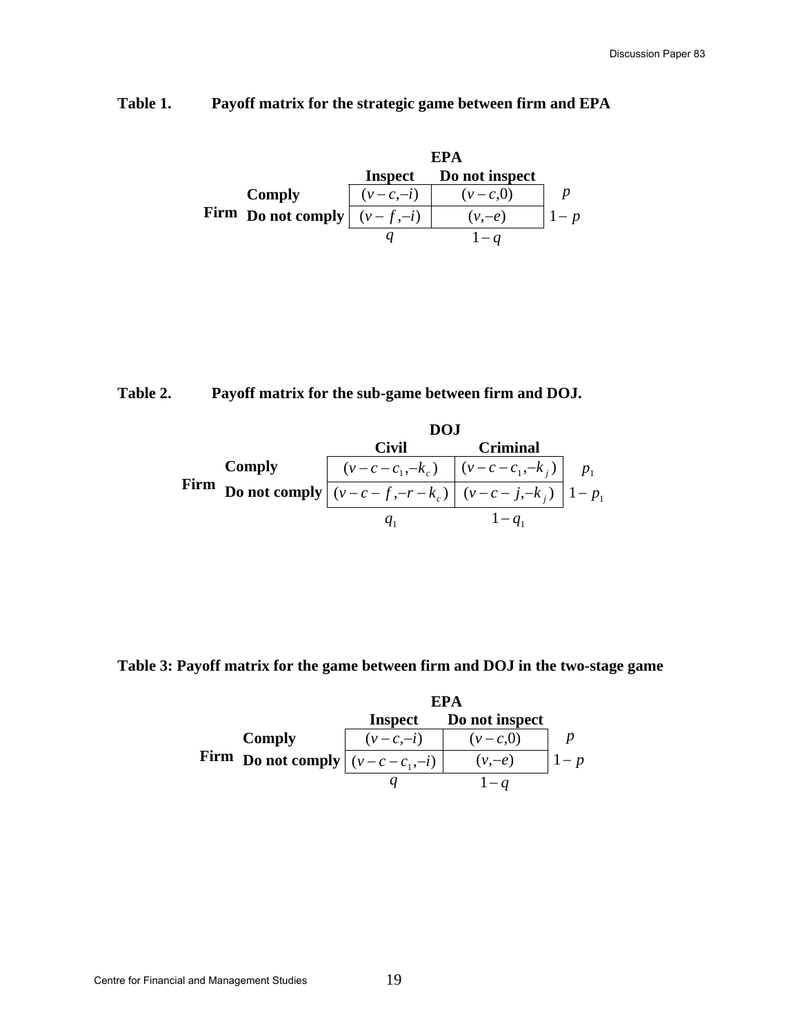**Table 1. Payoff matrix for the strategic game between firm and EPA**

| | | EPA: Inspect | EPA: Do not inspect | |
|---|---|---|---|---|
| Firm | Comply | $(v-c,-i)$ | $(v-c,0)$ | $p$ |
| | Do not comply | $(v-f,-i)$ | $(v,-e)$ | $1-p$ |
| | | $q$ | $1-q$ | |

**Table 2. Payoff matrix for the sub-game between firm and DOJ.**

| | | DOJ: Civil | DOJ: Criminal | |
|---|---|---|---|---|
| Firm | Comply | $(v-c-c_1,-k_c)$ | $(v-c-c_1,-k_j)$ | $p_1$ |
| | Do not comply | $(v-c-f,-r-k_c)$ | $(v-c-j,-k_j)$ | $1-p_1$ |
| | | $q_1$ | $1-q_1$ | |

**Table 3: Payoff matrix for the game between firm and DOJ in the two-stage game**

| | | EPA: Inspect | EPA: Do not inspect | |
|---|---|---|---|---|
| Firm | Comply | $(v-c,-i)$ | $(v-c,0)$ | $p$ |
| | Do not comply | $(v-c-c_1,-i)$ | $(v,-e)$ | $1-p$ |
| | | $q$ | $1-q$ | |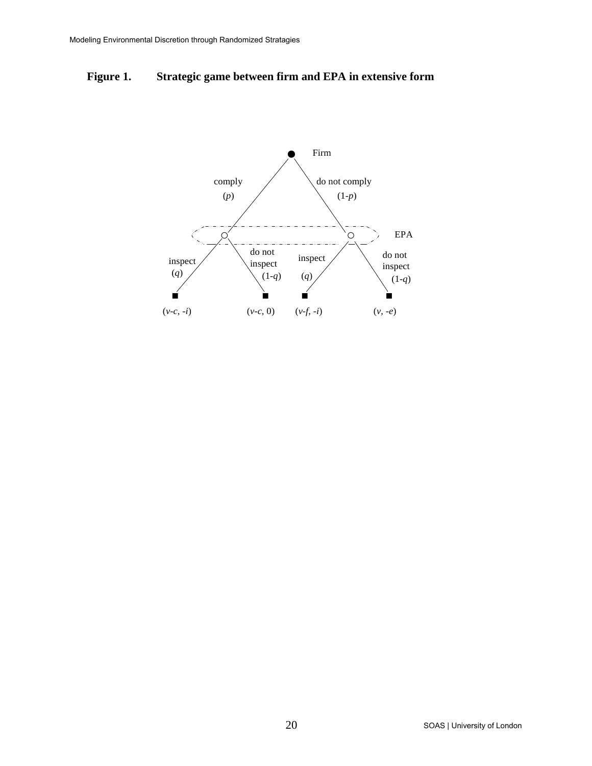**Figure 1. Strategic game between firm and EPA in extensive form**

Firm

comply
($p$)

do not comply
($1$-$p$)

EPA

inspect
($q$)

do not
inspect
($1$-$q$)

inspect
($q$)

do not
inspect
($1$-$q$)

($v$-$c$, -$i$)

($v$-$c$, 0)

($v$-$f$, -$i$)

($v$, -$e$)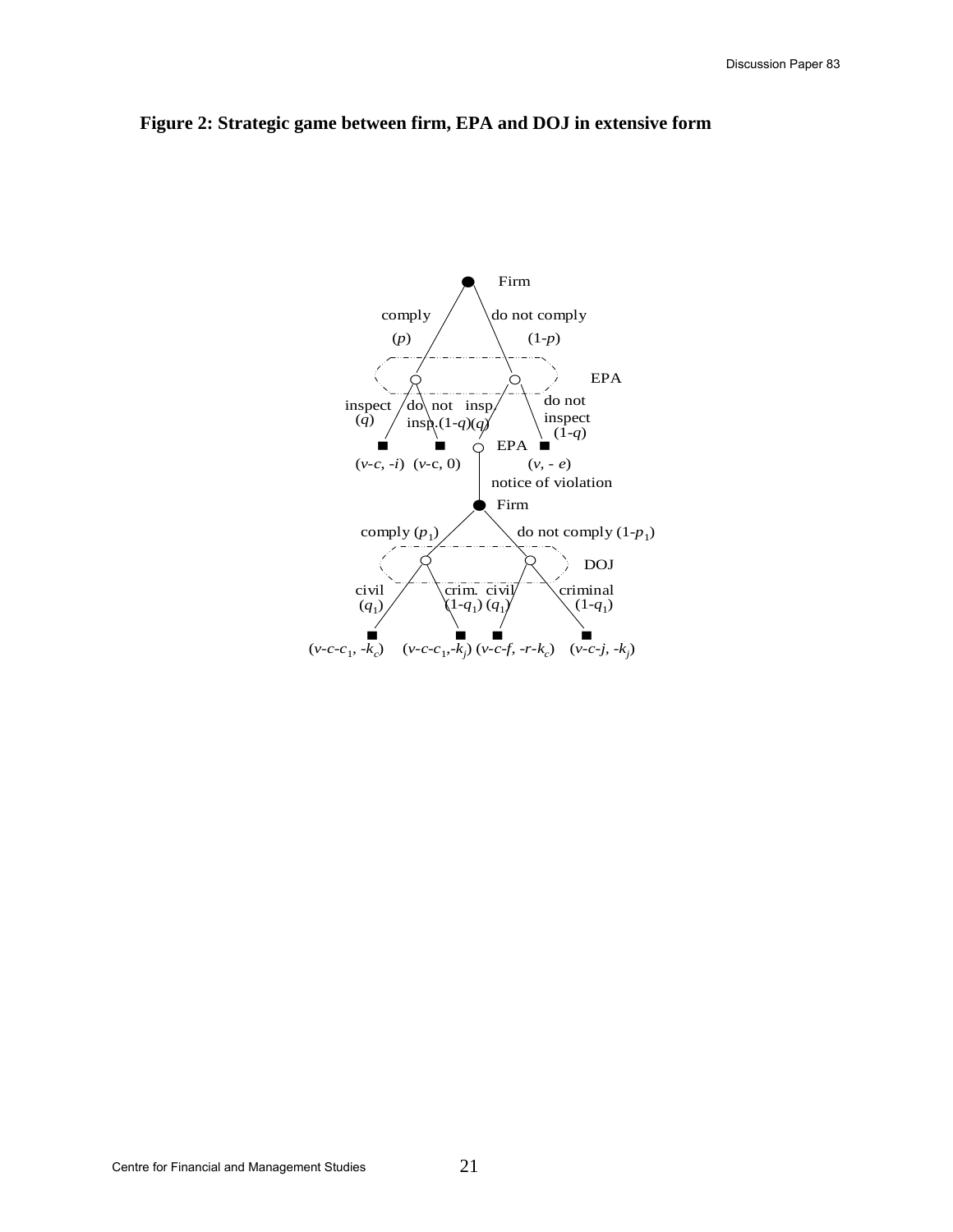**Figure 2: Strategic game between firm, EPA and DOJ in extensive form**

Firm

comply

($p$)

do not comply

($1-p$)

EPA

inspect ($q$)

do not insp. ($1-q$)

insp. ($q$)

do not inspect ($1-q$)

($v-c$, $-i$) ($v-c$, 0)

EPA

($v$, $-e$)

notice of violation

Firm

comply ($p_1$)

do not comply ($1-p_1$)

DOJ

civil ($q_1$)

crim. ($1-q_1$)

civil ($q_1$)

criminal ($1-q_1$)

($v-c-c_1$, $-k_c$) ($v-c-c_1$, $-k_j$) ($v-c-f$, $-r-k_c$) ($v-c-j$, $-k_j$)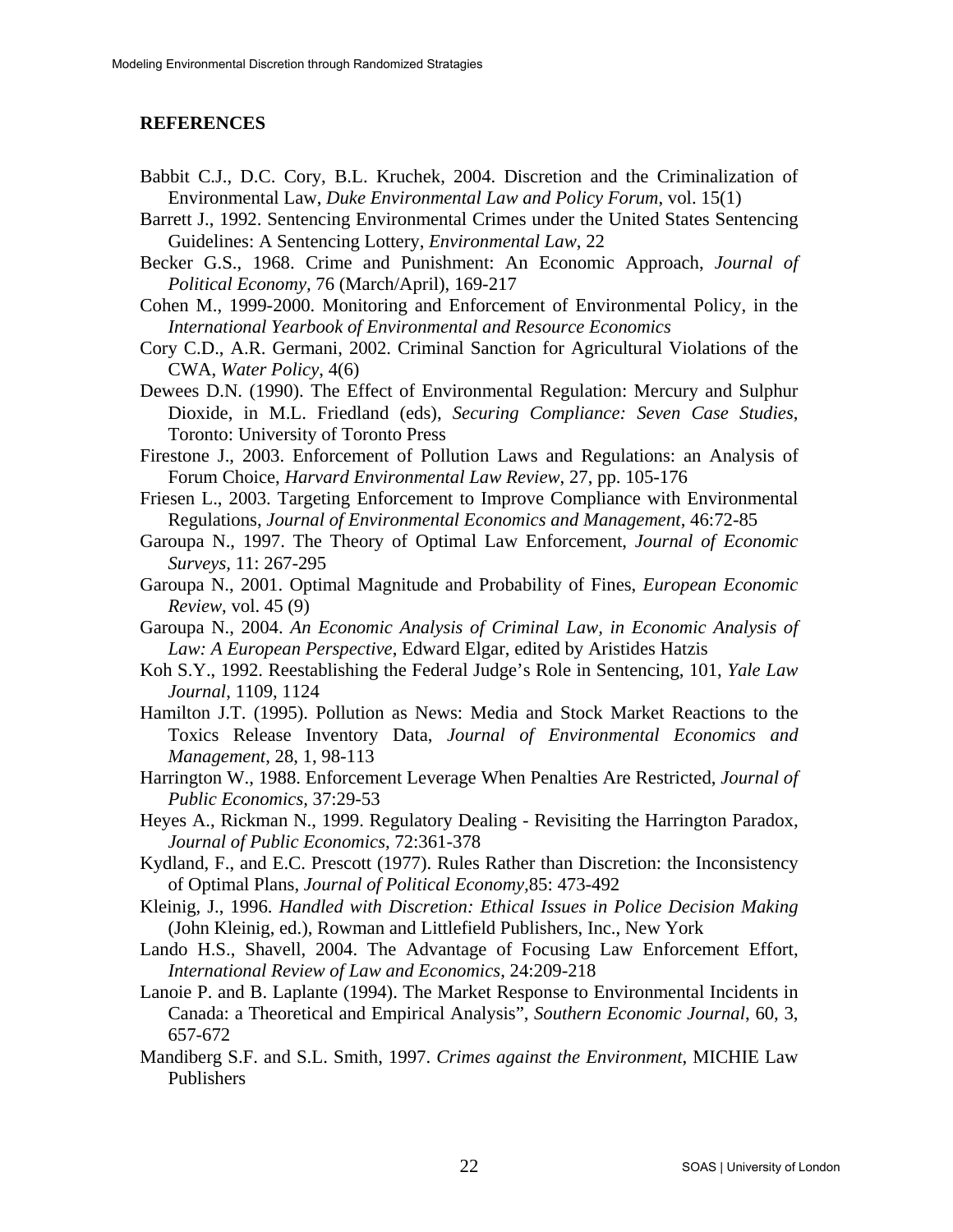**REFERENCES**

Babbit C.J., D.C. Cory, B.L. Kruchek, 2004. Discretion and the Criminalization of Environmental Law, *Duke Environmental Law and Policy Forum*, vol. 15(1)

Barrett J., 1992. Sentencing Environmental Crimes under the United States Sentencing Guidelines: A Sentencing Lottery, *Environmental Law*, 22

Becker G.S., 1968. Crime and Punishment: An Economic Approach, *Journal of Political Economy*, 76 (March/April), 169-217

Cohen M., 1999-2000. Monitoring and Enforcement of Environmental Policy, in the *International Yearbook of Environmental and Resource Economics*

Cory C.D., A.R. Germani, 2002. Criminal Sanction for Agricultural Violations of the CWA, *Water Policy*, 4(6)

Dewees D.N. (1990). The Effect of Environmental Regulation: Mercury and Sulphur Dioxide, in M.L. Friedland (eds), *Securing Compliance: Seven Case Studies*, Toronto: University of Toronto Press

Firestone J., 2003. Enforcement of Pollution Laws and Regulations: an Analysis of Forum Choice, *Harvard Environmental Law Review*, 27, pp. 105-176

Friesen L., 2003. Targeting Enforcement to Improve Compliance with Environmental Regulations, *Journal of Environmental Economics and Management*, 46:72-85

Garoupa N., 1997. The Theory of Optimal Law Enforcement, *Journal of Economic Surveys*, 11: 267-295

Garoupa N., 2001. Optimal Magnitude and Probability of Fines, *European Economic Review*, vol. 45 (9)

Garoupa N., 2004. *An Economic Analysis of Criminal Law, in Economic Analysis of Law: A European Perspective*, Edward Elgar, edited by Aristides Hatzis

Koh S.Y., 1992. Reestablishing the Federal Judge's Role in Sentencing, 101, *Yale Law Journal*, 1109, 1124

Hamilton J.T. (1995). Pollution as News: Media and Stock Market Reactions to the Toxics Release Inventory Data, *Journal of Environmental Economics and Management*, 28, 1, 98-113

Harrington W., 1988. Enforcement Leverage When Penalties Are Restricted, *Journal of Public Economics*, 37:29-53

Heyes A., Rickman N., 1999. Regulatory Dealing - Revisiting the Harrington Paradox, *Journal of Public Economics*, 72:361-378

Kydland, F., and E.C. Prescott (1977). Rules Rather than Discretion: the Inconsistency of Optimal Plans, *Journal of Political Economy*,85: 473-492

Kleinig, J., 1996. *Handled with Discretion: Ethical Issues in Police Decision Making* (John Kleinig, ed.), Rowman and Littlefield Publishers, Inc., New York

Lando H.S., Shavell, 2004. The Advantage of Focusing Law Enforcement Effort, *International Review of Law and Economics*, 24:209-218

Lanoie P. and B. Laplante (1994). The Market Response to Environmental Incidents in Canada: a Theoretical and Empirical Analysis", *Southern Economic Journal*, 60, 3, 657-672

Mandiberg S.F. and S.L. Smith, 1997. *Crimes against the Environment*, MICHIE Law Publishers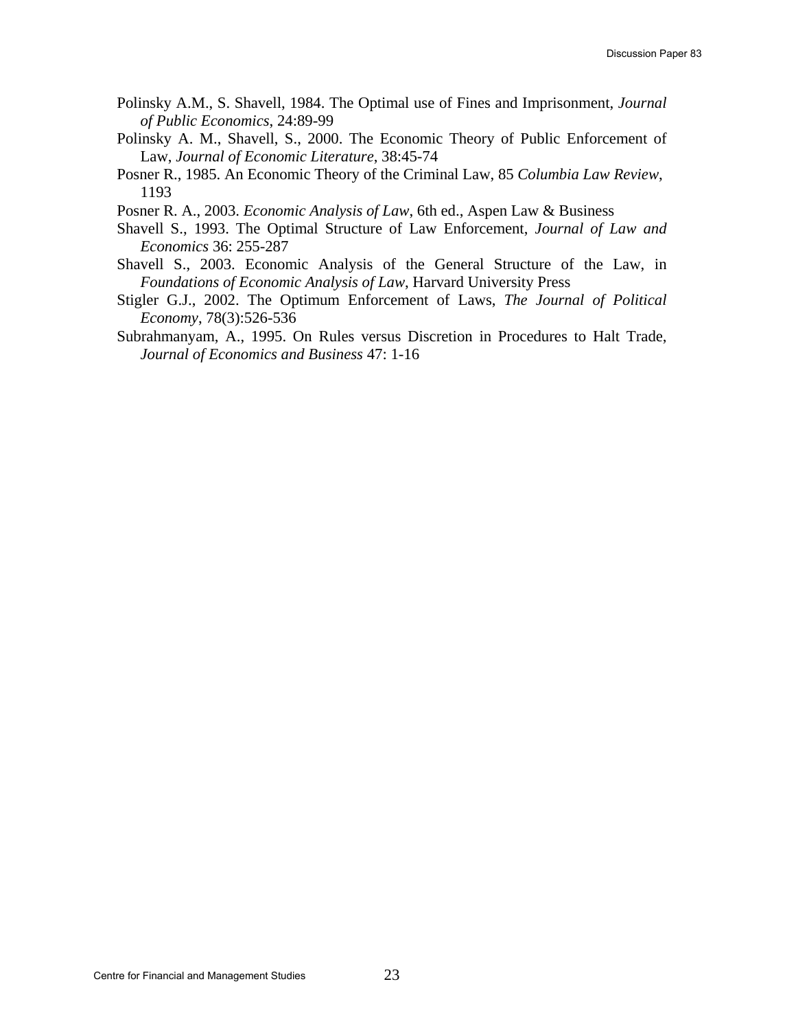Polinsky A.M., S. Shavell, 1984. The Optimal use of Fines and Imprisonment, *Journal of Public Economics*, 24:89-99

Polinsky A. M., Shavell, S., 2000. The Economic Theory of Public Enforcement of Law, *Journal of Economic Literature*, 38:45-74

Posner R., 1985. An Economic Theory of the Criminal Law, 85 *Columbia Law Review*, 1193

Posner R. A., 2003. *Economic Analysis of Law*, 6th ed., Aspen Law & Business

Shavell S., 1993. The Optimal Structure of Law Enforcement, *Journal of Law and Economics* 36: 255-287

Shavell S., 2003. Economic Analysis of the General Structure of the Law, in *Foundations of Economic Analysis of Law*, Harvard University Press

Stigler G.J., 2002. The Optimum Enforcement of Laws, *The Journal of Political Economy*, 78(3):526-536

Subrahmanyam, A., 1995. On Rules versus Discretion in Procedures to Halt Trade, *Journal of Economics and Business* 47: 1-16